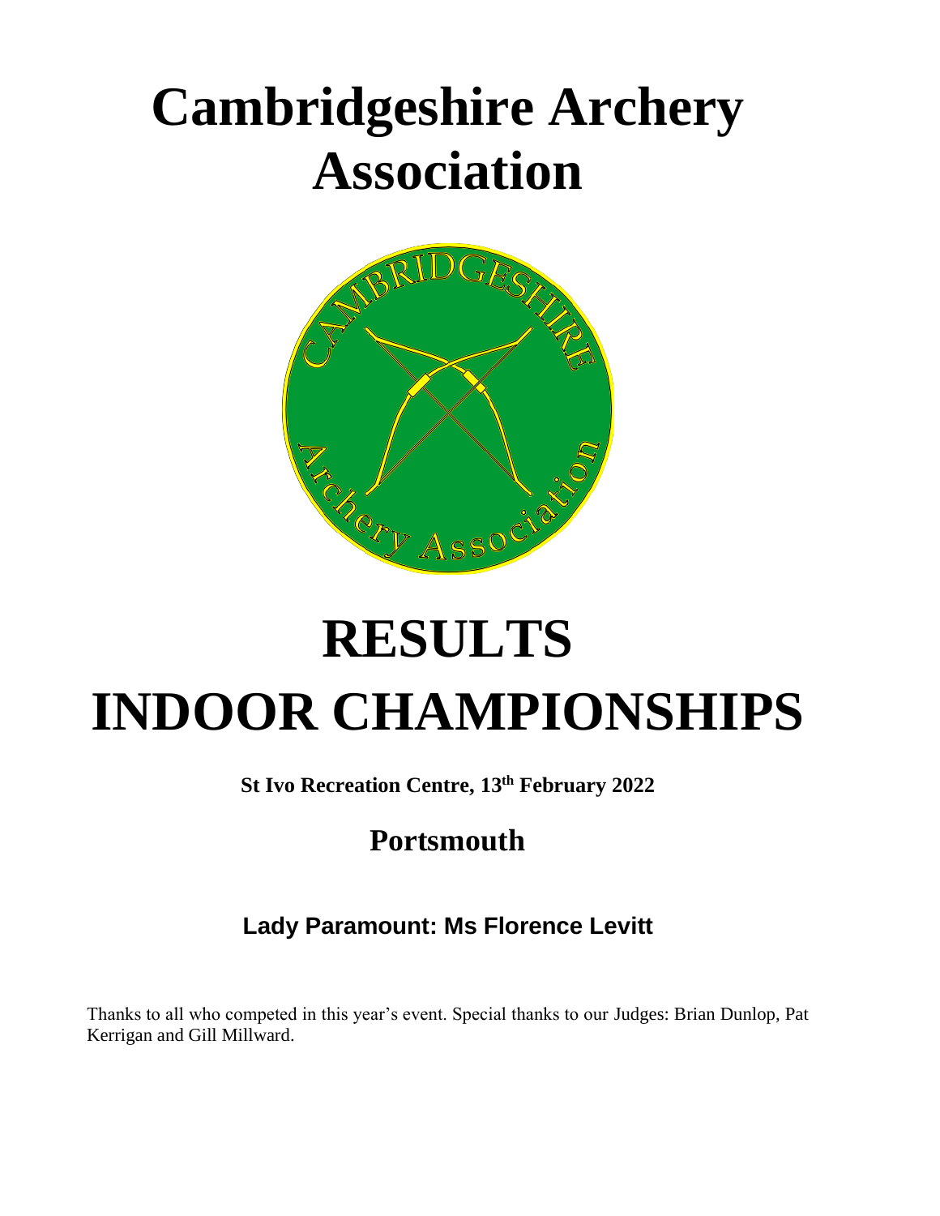# Cambridgeshire Archery Association

# RESULTS
# INDOOR CHAMPIONSHIPS

**St Ivo Recreation Centre, 13th February 2022**

## Portsmouth

### Lady Paramount: Ms Florence Levitt

Thanks to all who competed in this year's event. Special thanks to our Judges: Brian Dunlop, Pat Kerrigan and Gill Millward.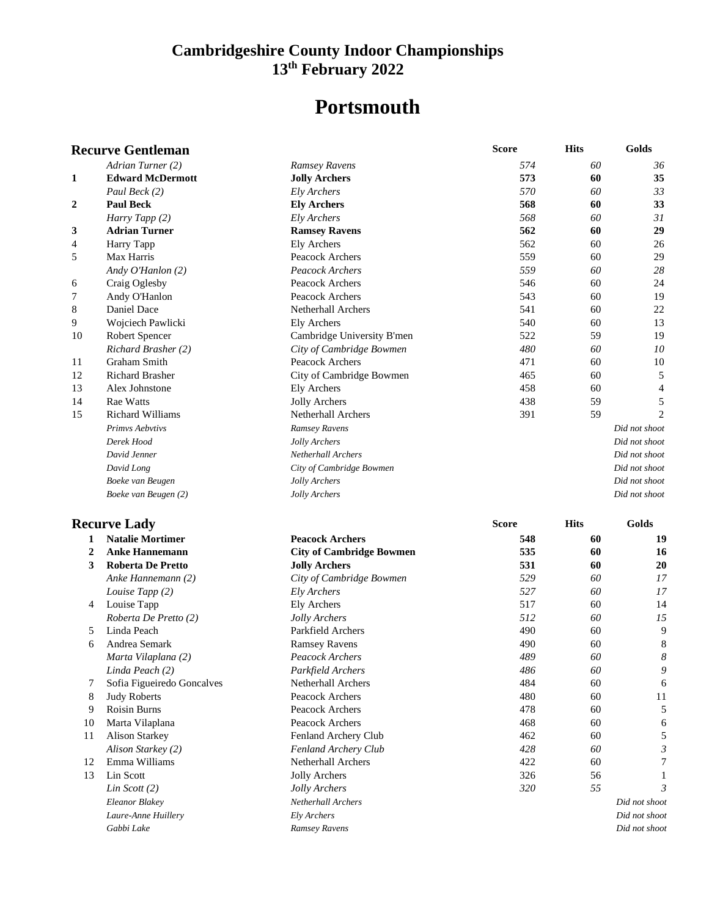## Cambridgeshire County Indoor Championships
## 13th February 2022

# Portsmouth

### Recurve Gentleman

| | | | Score | Hits | Golds |
|---|---|---|---|---|---|
| | *Adrian Turner (2)* | *Ramsey Ravens* | *574* | *60* | *36* |
| **1** | **Edward McDermott** | **Jolly Archers** | **573** | **60** | **35** |
| | *Paul Beck (2)* | *Ely Archers* | *570* | *60* | *33* |
| **2** | **Paul Beck** | **Ely Archers** | **568** | **60** | **33** |
| | *Harry Tapp (2)* | *Ely Archers* | *568* | *60* | *31* |
| **3** | **Adrian Turner** | **Ramsey Ravens** | **562** | **60** | **29** |
| 4 | Harry Tapp | Ely Archers | 562 | 60 | 26 |
| 5 | Max Harris | Peacock Archers | 559 | 60 | 29 |
| | *Andy O'Hanlon (2)* | *Peacock Archers* | *559* | *60* | *28* |
| 6 | Craig Oglesby | Peacock Archers | 546 | 60 | 24 |
| 7 | Andy O'Hanlon | Peacock Archers | 543 | 60 | 19 |
| 8 | Daniel Dace | Netherhall Archers | 541 | 60 | 22 |
| 9 | Wojciech Pawlicki | Ely Archers | 540 | 60 | 13 |
| 10 | Robert Spencer | Cambridge University B'men | 522 | 59 | 19 |
| | *Richard Brasher (2)* | *City of Cambridge Bowmen* | *480* | *60* | *10* |
| 11 | Graham Smith | Peacock Archers | 471 | 60 | 10 |
| 12 | Richard Brasher | City of Cambridge Bowmen | 465 | 60 | 5 |
| 13 | Alex Johnstone | Ely Archers | 458 | 60 | 4 |
| 14 | Rae Watts | Jolly Archers | 438 | 59 | 5 |
| 15 | Richard Williams | Netherhall Archers | 391 | 59 | 2 |
| | *Primvs Aebvtivs* | *Ramsey Ravens* | | | *Did not shoot* |
| | *Derek Hood* | *Jolly Archers* | | | *Did not shoot* |
| | *David Jenner* | *Netherhall Archers* | | | *Did not shoot* |
| | *David Long* | *City of Cambridge Bowmen* | | | *Did not shoot* |
| | *Boeke van Beugen* | *Jolly Archers* | | | *Did not shoot* |
| | *Boeke van Beugen (2)* | *Jolly Archers* | | | *Did not shoot* |

### Recurve Lady

| | | | Score | Hits | Golds |
|---|---|---|---|---|---|
| **1** | **Natalie Mortimer** | **Peacock Archers** | **548** | **60** | **19** |
| **2** | **Anke Hannemann** | **City of Cambridge Bowmen** | **535** | **60** | **16** |
| **3** | **Roberta De Pretto** | **Jolly Archers** | **531** | **60** | **20** |
| | *Anke Hannemann (2)* | *City of Cambridge Bowmen* | *529* | *60* | *17* |
| | *Louise Tapp (2)* | *Ely Archers* | *527* | *60* | *17* |
| 4 | Louise Tapp | Ely Archers | 517 | 60 | 14 |
| | *Roberta De Pretto (2)* | *Jolly Archers* | *512* | *60* | *15* |
| 5 | Linda Peach | Parkfield Archers | 490 | 60 | 9 |
| 6 | Andrea Semark | Ramsey Ravens | 490 | 60 | 8 |
| | *Marta Vilaplana (2)* | *Peacock Archers* | *489* | *60* | *8* |
| | *Linda Peach (2)* | *Parkfield Archers* | *486* | *60* | *9* |
| 7 | Sofia Figueiredo Goncalves | Netherhall Archers | 484 | 60 | 6 |
| 8 | Judy Roberts | Peacock Archers | 480 | 60 | 11 |
| 9 | Roisin Burns | Peacock Archers | 478 | 60 | 5 |
| 10 | Marta Vilaplana | Peacock Archers | 468 | 60 | 6 |
| 11 | Alison Starkey | Fenland Archery Club | 462 | 60 | 5 |
| | *Alison Starkey (2)* | *Fenland Archery Club* | *428* | *60* | *3* |
| 12 | Emma Williams | Netherhall Archers | 422 | 60 | 7 |
| 13 | Lin Scott | Jolly Archers | 326 | 56 | 1 |
| | *Lin Scott (2)* | *Jolly Archers* | *320* | *55* | *3* |
| | *Eleanor Blakey* | *Netherhall Archers* | | | *Did not shoot* |
| | *Laure-Anne Huillery* | *Ely Archers* | | | *Did not shoot* |
| | *Gabbi Lake* | *Ramsey Ravens* | | | *Did not shoot* |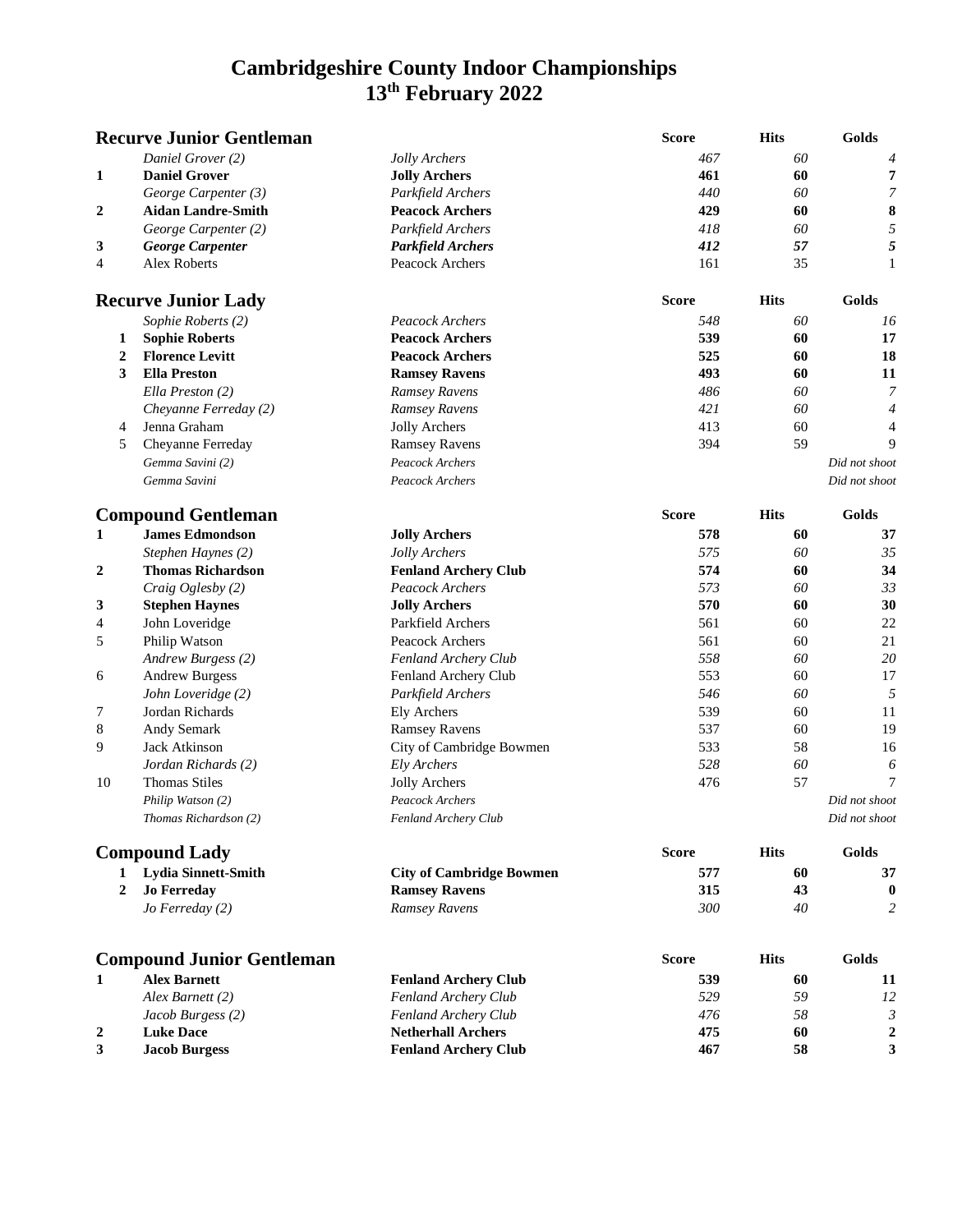# Cambridgeshire County Indoor Championships
## 13th February 2022

### Recurve Junior Gentleman

| | Name | Club | Score | Hits | Golds |
|---|---|---|---|---|---|
| | *Daniel Grover (2)* | *Jolly Archers* | *467* | *60* | *4* |
| **1** | **Daniel Grover** | **Jolly Archers** | **461** | **60** | **7** |
| | *George Carpenter (3)* | *Parkfield Archers* | *440* | *60* | *7* |
| **2** | **Aidan Landre-Smith** | **Peacock Archers** | **429** | **60** | **8** |
| | *George Carpenter (2)* | *Parkfield Archers* | *418* | *60* | *5* |
| **3** | ***George Carpenter*** | ***Parkfield Archers*** | ***412*** | ***57*** | ***5*** |
| 4 | Alex Roberts | Peacock Archers | 161 | 35 | 1 |

### Recurve Junior Lady

| | Name | Club | Score | Hits | Golds |
|---|---|---|---|---|---|
| | *Sophie Roberts (2)* | *Peacock Archers* | *548* | *60* | *16* |
| **1** | **Sophie Roberts** | **Peacock Archers** | **539** | **60** | **17** |
| **2** | **Florence Levitt** | **Peacock Archers** | **525** | **60** | **18** |
| **3** | **Ella Preston** | **Ramsey Ravens** | **493** | **60** | **11** |
| | *Ella Preston (2)* | *Ramsey Ravens* | *486* | *60* | *7* |
| | *Cheyanne Ferreday (2)* | *Ramsey Ravens* | *421* | *60* | *4* |
| 4 | Jenna Graham | Jolly Archers | 413 | 60 | 4 |
| 5 | Cheyanne Ferreday | Ramsey Ravens | 394 | 59 | 9 |
| | *Gemma Savini (2)* | *Peacock Archers* | | | *Did not shoot* |
| | *Gemma Savini* | *Peacock Archers* | | | *Did not shoot* |

### Compound Gentleman

| | Name | Club | Score | Hits | Golds |
|---|---|---|---|---|---|
| **1** | **James Edmondson** | **Jolly Archers** | **578** | **60** | **37** |
| | *Stephen Haynes (2)* | *Jolly Archers* | *575* | *60* | *35* |
| **2** | **Thomas Richardson** | **Fenland Archery Club** | **574** | **60** | **34** |
| | *Craig Oglesby (2)* | *Peacock Archers* | *573* | *60* | *33* |
| **3** | **Stephen Haynes** | **Jolly Archers** | **570** | **60** | **30** |
| 4 | John Loveridge | Parkfield Archers | 561 | 60 | 22 |
| 5 | Philip Watson | Peacock Archers | 561 | 60 | 21 |
| | *Andrew Burgess (2)* | *Fenland Archery Club* | *558* | *60* | *20* |
| 6 | Andrew Burgess | Fenland Archery Club | 553 | 60 | 17 |
| | *John Loveridge (2)* | *Parkfield Archers* | *546* | *60* | *5* |
| 7 | Jordan Richards | Ely Archers | 539 | 60 | 11 |
| 8 | Andy Semark | Ramsey Ravens | 537 | 60 | 19 |
| 9 | Jack Atkinson | City of Cambridge Bowmen | 533 | 58 | 16 |
| | *Jordan Richards (2)* | *Ely Archers* | *528* | *60* | *6* |
| 10 | Thomas Stiles | Jolly Archers | 476 | 57 | 7 |
| | *Philip Watson (2)* | *Peacock Archers* | | | *Did not shoot* |
| | *Thomas Richardson (2)* | *Fenland Archery Club* | | | *Did not shoot* |

### Compound Lady

| | Name | Club | Score | Hits | Golds |
|---|---|---|---|---|---|
| **1** | **Lydia Sinnett-Smith** | **City of Cambridge Bowmen** | **577** | **60** | **37** |
| **2** | **Jo Ferreday** | **Ramsey Ravens** | **315** | **43** | **0** |
| | *Jo Ferreday (2)* | *Ramsey Ravens* | *300* | *40* | *2* |

### Compound Junior Gentleman

| | Name | Club | Score | Hits | Golds |
|---|---|---|---|---|---|
| **1** | **Alex Barnett** | **Fenland Archery Club** | **539** | **60** | **11** |
| | *Alex Barnett (2)* | *Fenland Archery Club* | *529* | *59* | *12* |
| | *Jacob Burgess (2)* | *Fenland Archery Club* | *476* | *58* | *3* |
| **2** | **Luke Dace** | **Netherhall Archers** | **475** | **60** | **2** |
| **3** | **Jacob Burgess** | **Fenland Archery Club** | **467** | **58** | **3** |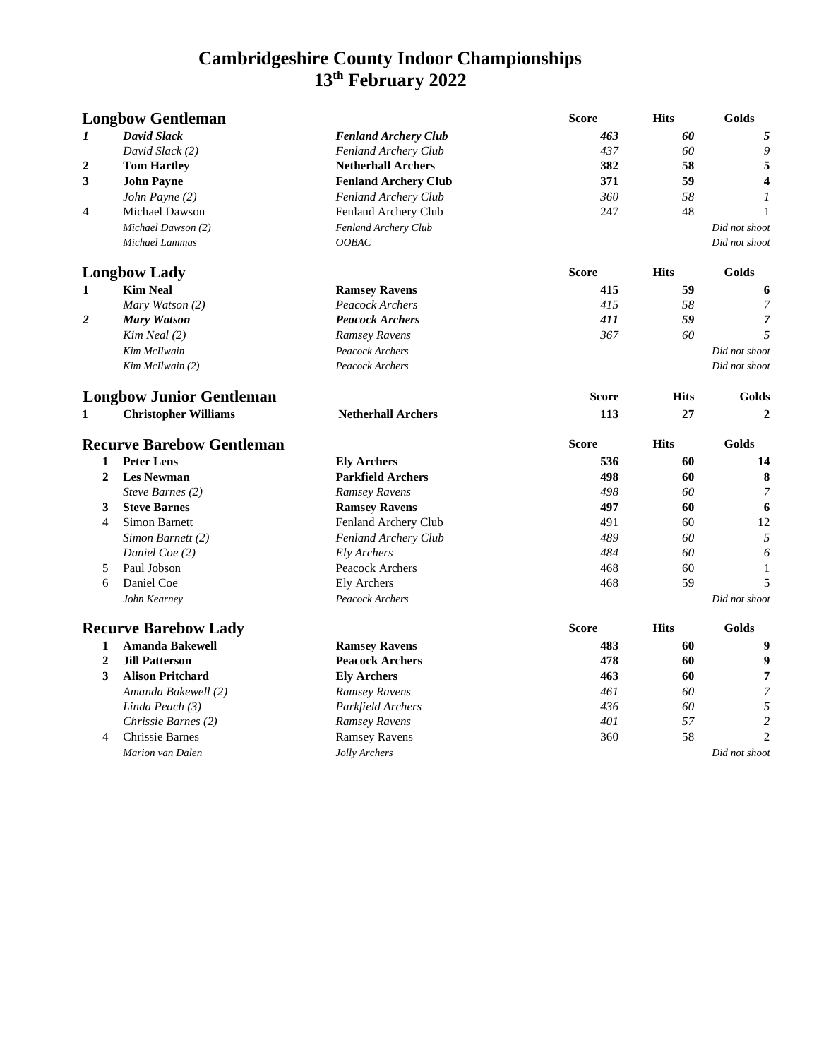# Cambridgeshire County Indoor Championships
# 13th February 2022

## Longbow Gentleman

| | Name | Club | Score | Hits | Golds |
|---|---|---|---|---|---|
| *1* | ***David Slack*** | ***Fenland Archery Club*** | ***463*** | ***60*** | ***5*** |
| | *David Slack (2)* | *Fenland Archery Club* | *437* | *60* | *9* |
| **2** | **Tom Hartley** | **Netherhall Archers** | **382** | **58** | **5** |
| **3** | **John Payne** | **Fenland Archery Club** | **371** | **59** | **4** |
| | *John Payne (2)* | *Fenland Archery Club* | *360* | *58* | *1* |
| 4 | Michael Dawson | Fenland Archery Club | 247 | 48 | 1 |
| | *Michael Dawson (2)* | *Fenland Archery Club* | | | *Did not shoot* |
| | *Michael Lammas* | *OOBAC* | | | *Did not shoot* |

## Longbow Lady

| | Name | Club | Score | Hits | Golds |
|---|---|---|---|---|---|
| **1** | **Kim Neal** | **Ramsey Ravens** | **415** | **59** | **6** |
| | *Mary Watson (2)* | *Peacock Archers* | *415* | *58* | *7* |
| *2* | ***Mary Watson*** | ***Peacock Archers*** | ***411*** | ***59*** | ***7*** |
| | *Kim Neal (2)* | *Ramsey Ravens* | *367* | *60* | *5* |
| | *Kim McIlwain* | *Peacock Archers* | | | *Did not shoot* |
| | *Kim McIlwain (2)* | *Peacock Archers* | | | *Did not shoot* |

## Longbow Junior Gentleman

| | Name | Club | Score | Hits | Golds |
|---|---|---|---|---|---|
| **1** | **Christopher Williams** | **Netherhall Archers** | **113** | **27** | **2** |

## Recurve Barebow Gentleman

| | Name | Club | Score | Hits | Golds |
|---|---|---|---|---|---|
| **1** | **Peter Lens** | **Ely Archers** | **536** | **60** | **14** |
| **2** | **Les Newman** | **Parkfield Archers** | **498** | **60** | **8** |
| | *Steve Barnes (2)* | *Ramsey Ravens* | *498* | *60* | *7* |
| **3** | **Steve Barnes** | **Ramsey Ravens** | **497** | **60** | **6** |
| 4 | Simon Barnett | Fenland Archery Club | 491 | 60 | 12 |
| | *Simon Barnett (2)* | *Fenland Archery Club* | *489* | *60* | *5* |
| | *Daniel Coe (2)* | *Ely Archers* | *484* | *60* | *6* |
| 5 | Paul Jobson | Peacock Archers | 468 | 60 | 1 |
| 6 | Daniel Coe | Ely Archers | 468 | 59 | 5 |
| | *John Kearney* | *Peacock Archers* | | | *Did not shoot* |

## Recurve Barebow Lady

| | Name | Club | Score | Hits | Golds |
|---|---|---|---|---|---|
| **1** | **Amanda Bakewell** | **Ramsey Ravens** | **483** | **60** | **9** |
| **2** | **Jill Patterson** | **Peacock Archers** | **478** | **60** | **9** |
| **3** | **Alison Pritchard** | **Ely Archers** | **463** | **60** | **7** |
| | *Amanda Bakewell (2)* | *Ramsey Ravens* | *461* | *60* | *7* |
| | *Linda Peach (3)* | *Parkfield Archers* | *436* | *60* | *5* |
| | *Chrissie Barnes (2)* | *Ramsey Ravens* | *401* | *57* | *2* |
| 4 | Chrissie Barnes | Ramsey Ravens | 360 | 58 | 2 |
| | *Marion van Dalen* | *Jolly Archers* | | | *Did not shoot* |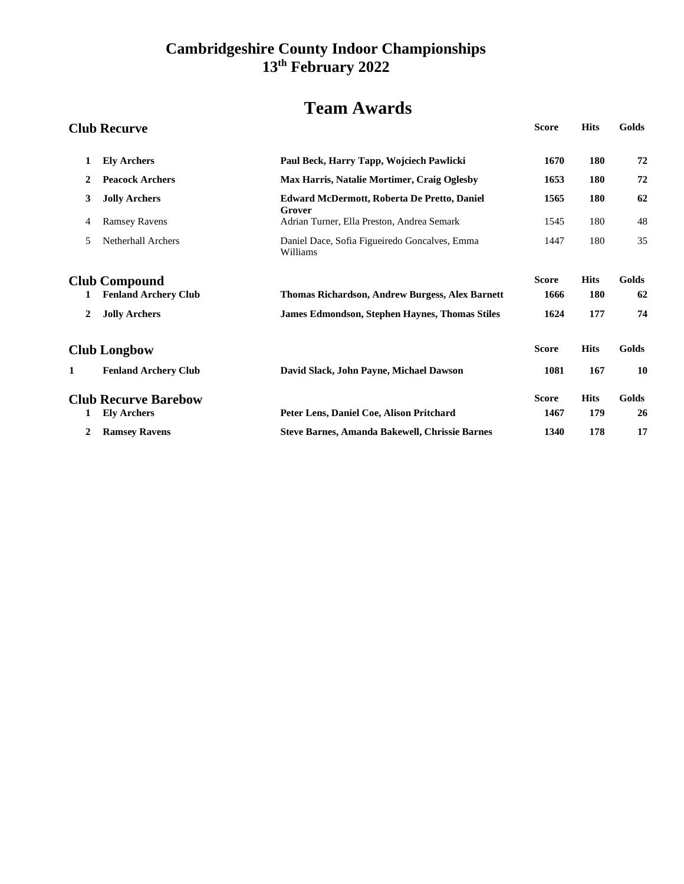# Cambridgeshire County Indoor Championships
# 13th February 2022

## Team Awards

### Club Recurve

| | Club | Team | Score | Hits | Golds |
|---|---|---|---|---|---|
| **1** | **Ely Archers** | **Paul Beck, Harry Tapp, Wojciech Pawlicki** | **1670** | **180** | **72** |
| **2** | **Peacock Archers** | **Max Harris, Natalie Mortimer, Craig Oglesby** | **1653** | **180** | **72** |
| **3** | **Jolly Archers** | **Edward McDermott, Roberta De Pretto, Daniel Grover** | **1565** | **180** | **62** |
| 4 | Ramsey Ravens | Adrian Turner, Ella Preston, Andrea Semark | 1545 | 180 | 48 |
| 5 | Netherhall Archers | Daniel Dace, Sofia Figueiredo Goncalves, Emma Williams | 1447 | 180 | 35 |

### Club Compound

| | Club | Team | Score | Hits | Golds |
|---|---|---|---|---|---|
| **1** | **Fenland Archery Club** | **Thomas Richardson, Andrew Burgess, Alex Barnett** | **1666** | **180** | **62** |
| **2** | **Jolly Archers** | **James Edmondson, Stephen Haynes, Thomas Stiles** | **1624** | **177** | **74** |

### Club Longbow

| | Club | Team | Score | Hits | Golds |
|---|---|---|---|---|---|
| **1** | **Fenland Archery Club** | **David Slack, John Payne, Michael Dawson** | **1081** | **167** | **10** |

### Club Recurve Barebow

| | Club | Team | Score | Hits | Golds |
|---|---|---|---|---|---|
| **1** | **Ely Archers** | **Peter Lens, Daniel Coe, Alison Pritchard** | **1467** | **179** | **26** |
| **2** | **Ramsey Ravens** | **Steve Barnes, Amanda Bakewell, Chrissie Barnes** | **1340** | **178** | **17** |